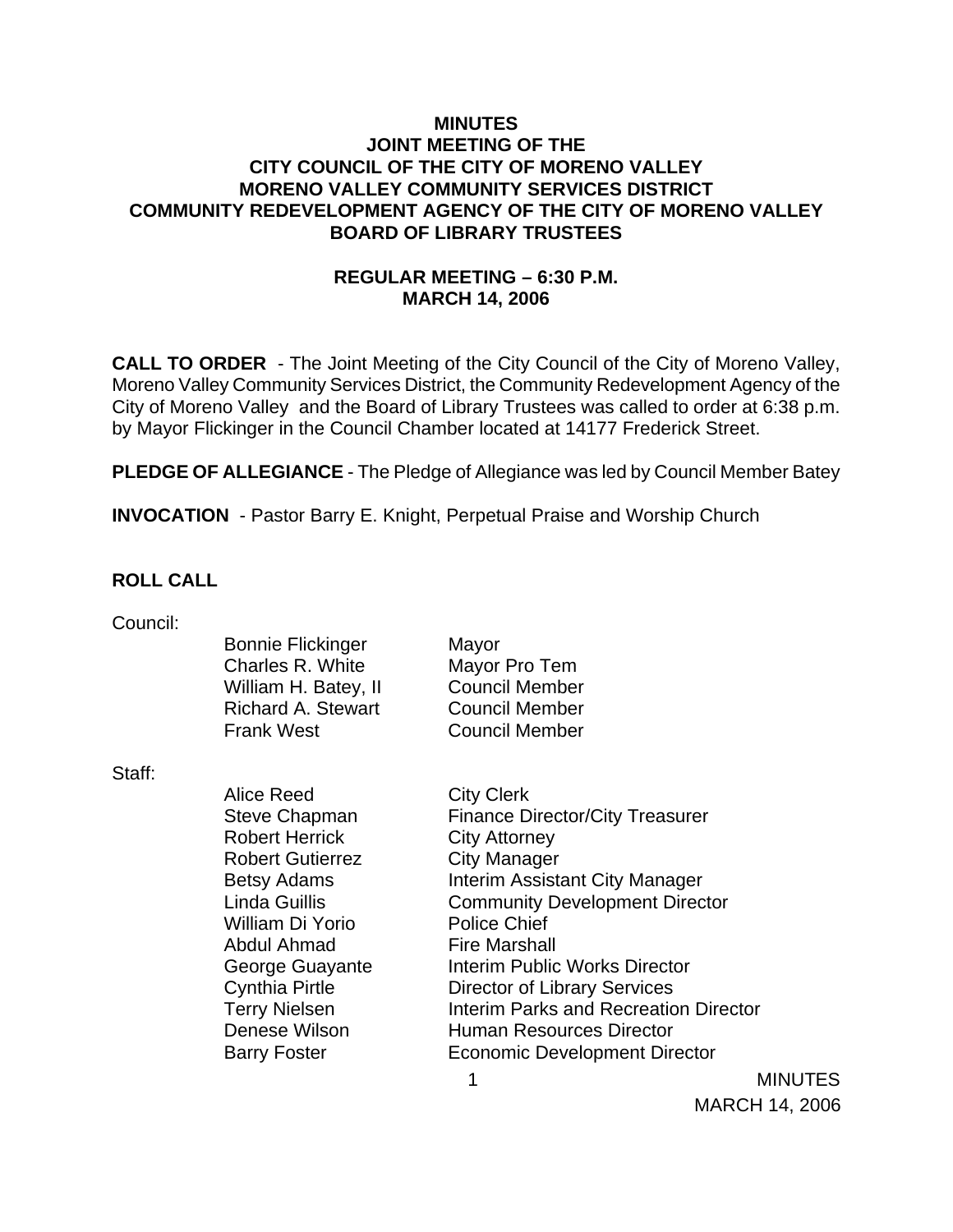**MINUTES**
**JOINT MEETING OF THE**
**CITY COUNCIL OF THE CITY OF MORENO VALLEY**
**MORENO VALLEY COMMUNITY SERVICES DISTRICT**
**COMMUNITY REDEVELOPMENT AGENCY OF THE CITY OF MORENO VALLEY**
**BOARD OF LIBRARY TRUSTEES**

**REGULAR MEETING – 6:30 P.M.**
**MARCH 14, 2006**

**CALL TO ORDER** - The Joint Meeting of the City Council of the City of Moreno Valley, Moreno Valley Community Services District, the Community Redevelopment Agency of the City of Moreno Valley and the Board of Library Trustees was called to order at 6:38 p.m. by Mayor Flickinger in the Council Chamber located at 14177 Frederick Street.

**PLEDGE OF ALLEGIANCE** - The Pledge of Allegiance was led by Council Member Batey

**INVOCATION** - Pastor Barry E. Knight, Perpetual Praise and Worship Church

**ROLL CALL**

Council:

| | |
|---|---|
| Bonnie Flickinger | Mayor |
| Charles R. White | Mayor Pro Tem |
| William H. Batey, II | Council Member |
| Richard A. Stewart | Council Member |
| Frank West | Council Member |

Staff:

| | |
|---|---|
| Alice Reed | City Clerk |
| Steve Chapman | Finance Director/City Treasurer |
| Robert Herrick | City Attorney |
| Robert Gutierrez | City Manager |
| Betsy Adams | Interim Assistant City Manager |
| Linda Guillis | Community Development Director |
| William Di Yorio | Police Chief |
| Abdul Ahmad | Fire Marshall |
| George Guayante | Interim Public Works Director |
| Cynthia Pirtle | Director of Library Services |
| Terry Nielsen | Interim Parks and Recreation Director |
| Denese Wilson | Human Resources Director |
| Barry Foster | Economic Development Director |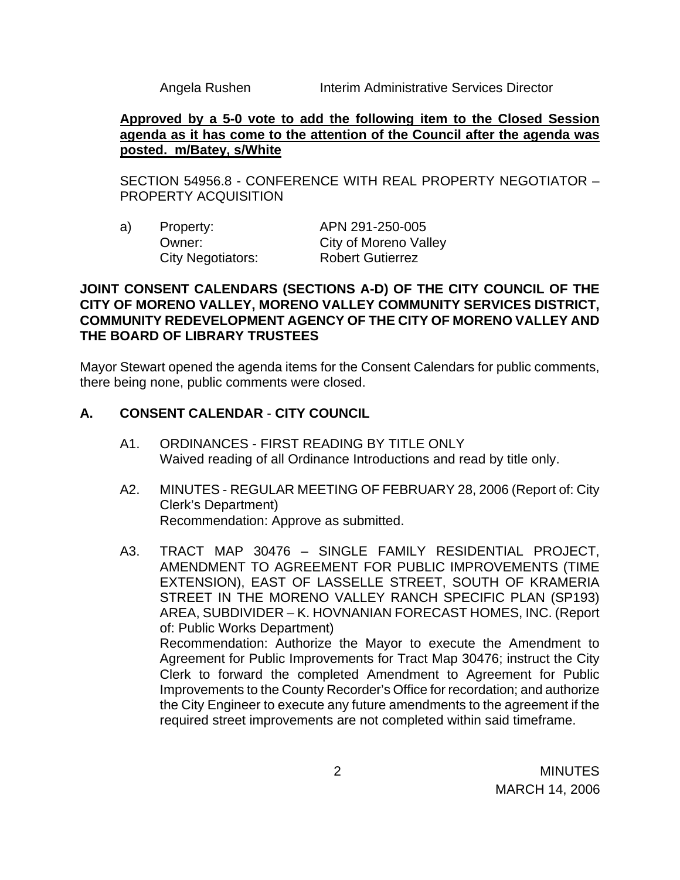Angela Rushen    Interim Administrative Services Director

**Approved by a 5-0 vote to add the following item to the Closed Session agenda as it has come to the attention of the Council after the agenda was posted. m/Batey, s/White**

SECTION 54956.8 - CONFERENCE WITH REAL PROPERTY NEGOTIATOR – PROPERTY ACQUISITION

a) Property: APN 291-250-005
   Owner: City of Moreno Valley
   City Negotiators: Robert Gutierrez

**JOINT CONSENT CALENDARS (SECTIONS A-D) OF THE CITY COUNCIL OF THE CITY OF MORENO VALLEY, MORENO VALLEY COMMUNITY SERVICES DISTRICT, COMMUNITY REDEVELOPMENT AGENCY OF THE CITY OF MORENO VALLEY AND THE BOARD OF LIBRARY TRUSTEES**

Mayor Stewart opened the agenda items for the Consent Calendars for public comments, there being none, public comments were closed.

## A. CONSENT CALENDAR - CITY COUNCIL

A1. ORDINANCES - FIRST READING BY TITLE ONLY
Waived reading of all Ordinance Introductions and read by title only.

A2. MINUTES - REGULAR MEETING OF FEBRUARY 28, 2006 (Report of: City Clerk's Department)
Recommendation: Approve as submitted.

A3. TRACT MAP 30476 – SINGLE FAMILY RESIDENTIAL PROJECT, AMENDMENT TO AGREEMENT FOR PUBLIC IMPROVEMENTS (TIME EXTENSION), EAST OF LASSELLE STREET, SOUTH OF KRAMERIA STREET IN THE MORENO VALLEY RANCH SPECIFIC PLAN (SP193) AREA, SUBDIVIDER – K. HOVNANIAN FORECAST HOMES, INC. (Report of: Public Works Department)
Recommendation: Authorize the Mayor to execute the Amendment to Agreement for Public Improvements for Tract Map 30476; instruct the City Clerk to forward the completed Amendment to Agreement for Public Improvements to the County Recorder's Office for recordation; and authorize the City Engineer to execute any future amendments to the agreement if the required street improvements are not completed within said timeframe.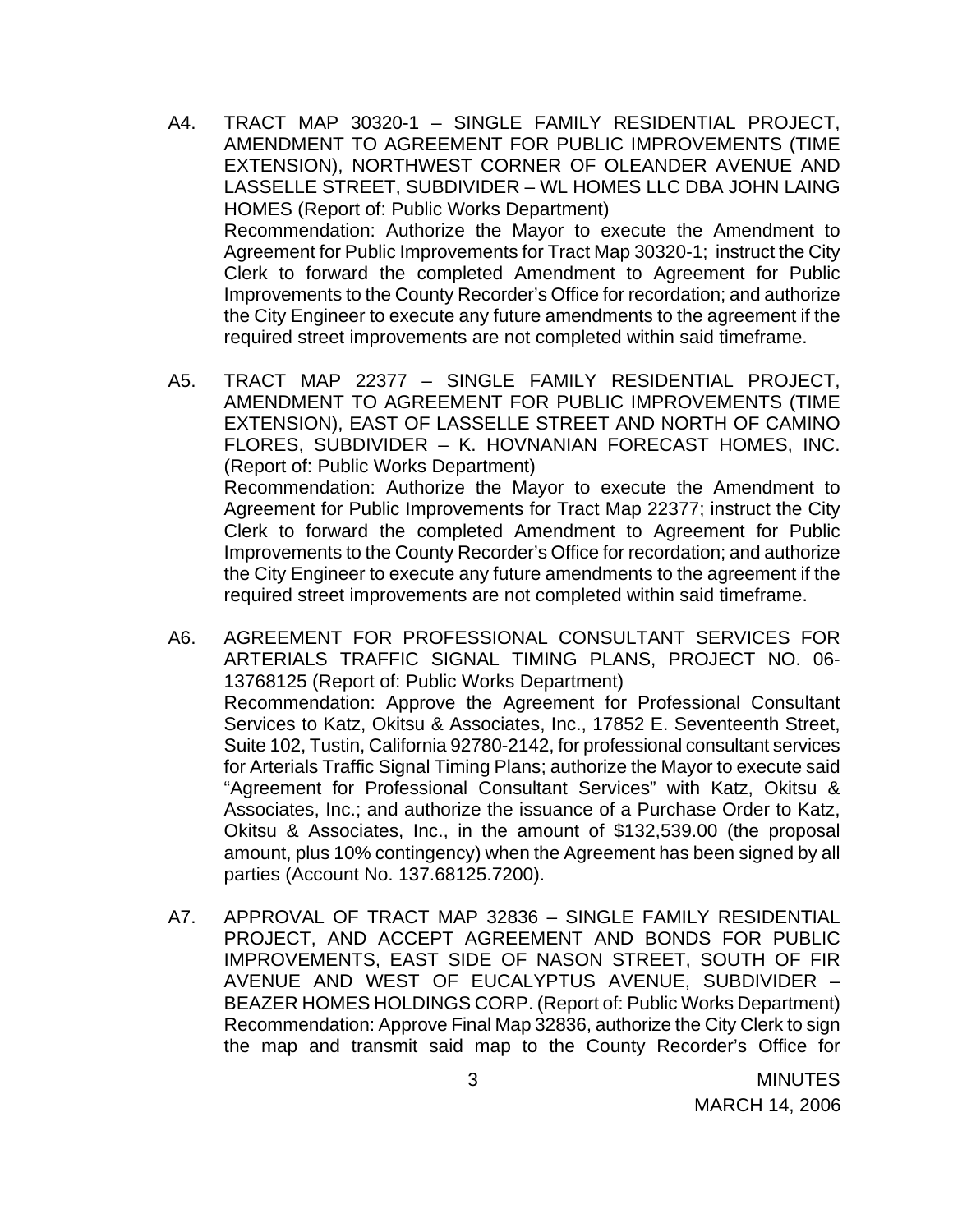A4. TRACT MAP 30320-1 – SINGLE FAMILY RESIDENTIAL PROJECT, AMENDMENT TO AGREEMENT FOR PUBLIC IMPROVEMENTS (TIME EXTENSION), NORTHWEST CORNER OF OLEANDER AVENUE AND LASSELLE STREET, SUBDIVIDER – WL HOMES LLC DBA JOHN LAING HOMES (Report of: Public Works Department)
Recommendation: Authorize the Mayor to execute the Amendment to Agreement for Public Improvements for Tract Map 30320-1; instruct the City Clerk to forward the completed Amendment to Agreement for Public Improvements to the County Recorder's Office for recordation; and authorize the City Engineer to execute any future amendments to the agreement if the required street improvements are not completed within said timeframe.

A5. TRACT MAP 22377 – SINGLE FAMILY RESIDENTIAL PROJECT, AMENDMENT TO AGREEMENT FOR PUBLIC IMPROVEMENTS (TIME EXTENSION), EAST OF LASSELLE STREET AND NORTH OF CAMINO FLORES, SUBDIVIDER – K. HOVNANIAN FORECAST HOMES, INC. (Report of: Public Works Department)
Recommendation: Authorize the Mayor to execute the Amendment to Agreement for Public Improvements for Tract Map 22377; instruct the City Clerk to forward the completed Amendment to Agreement for Public Improvements to the County Recorder's Office for recordation; and authorize the City Engineer to execute any future amendments to the agreement if the required street improvements are not completed within said timeframe.

A6. AGREEMENT FOR PROFESSIONAL CONSULTANT SERVICES FOR ARTERIALS TRAFFIC SIGNAL TIMING PLANS, PROJECT NO. 06-13768125 (Report of: Public Works Department)
Recommendation: Approve the Agreement for Professional Consultant Services to Katz, Okitsu & Associates, Inc., 17852 E. Seventeenth Street, Suite 102, Tustin, California 92780-2142, for professional consultant services for Arterials Traffic Signal Timing Plans; authorize the Mayor to execute said "Agreement for Professional Consultant Services" with Katz, Okitsu & Associates, Inc.; and authorize the issuance of a Purchase Order to Katz, Okitsu & Associates, Inc., in the amount of $132,539.00 (the proposal amount, plus 10% contingency) when the Agreement has been signed by all parties (Account No. 137.68125.7200).

A7. APPROVAL OF TRACT MAP 32836 – SINGLE FAMILY RESIDENTIAL PROJECT, AND ACCEPT AGREEMENT AND BONDS FOR PUBLIC IMPROVEMENTS, EAST SIDE OF NASON STREET, SOUTH OF FIR AVENUE AND WEST OF EUCALYPTUS AVENUE, SUBDIVIDER – BEAZER HOMES HOLDINGS CORP. (Report of: Public Works Department)
Recommendation: Approve Final Map 32836, authorize the City Clerk to sign the map and transmit said map to the County Recorder's Office for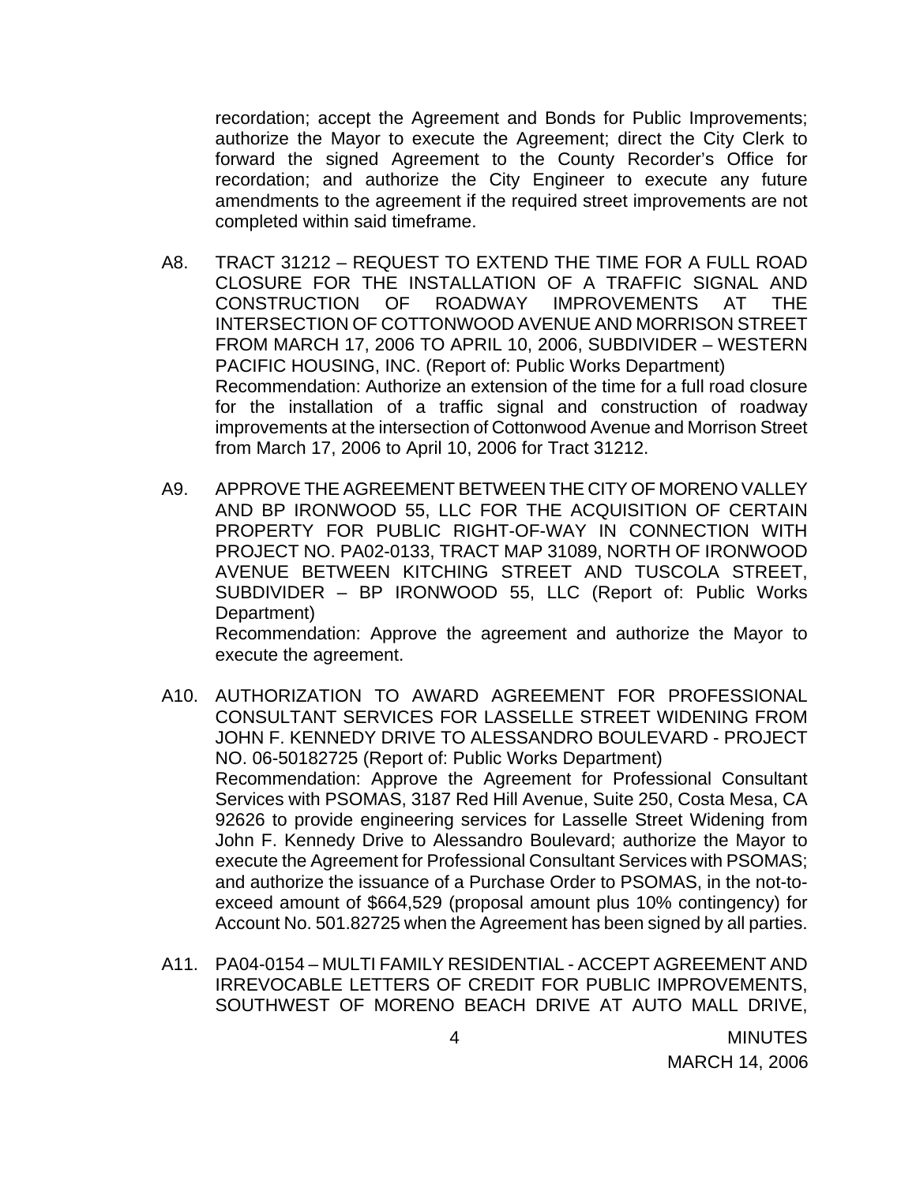recordation; accept the Agreement and Bonds for Public Improvements; authorize the Mayor to execute the Agreement; direct the City Clerk to forward the signed Agreement to the County Recorder's Office for recordation; and authorize the City Engineer to execute any future amendments to the agreement if the required street improvements are not completed within said timeframe.

A8. TRACT 31212 – REQUEST TO EXTEND THE TIME FOR A FULL ROAD CLOSURE FOR THE INSTALLATION OF A TRAFFIC SIGNAL AND CONSTRUCTION OF ROADWAY IMPROVEMENTS AT THE INTERSECTION OF COTTONWOOD AVENUE AND MORRISON STREET FROM MARCH 17, 2006 TO APRIL 10, 2006, SUBDIVIDER – WESTERN PACIFIC HOUSING, INC. (Report of: Public Works Department)
Recommendation: Authorize an extension of the time for a full road closure for the installation of a traffic signal and construction of roadway improvements at the intersection of Cottonwood Avenue and Morrison Street from March 17, 2006 to April 10, 2006 for Tract 31212.

A9. APPROVE THE AGREEMENT BETWEEN THE CITY OF MORENO VALLEY AND BP IRONWOOD 55, LLC FOR THE ACQUISITION OF CERTAIN PROPERTY FOR PUBLIC RIGHT-OF-WAY IN CONNECTION WITH PROJECT NO. PA02-0133, TRACT MAP 31089, NORTH OF IRONWOOD AVENUE BETWEEN KITCHING STREET AND TUSCOLA STREET, SUBDIVIDER – BP IRONWOOD 55, LLC (Report of: Public Works Department)
Recommendation: Approve the agreement and authorize the Mayor to execute the agreement.

A10. AUTHORIZATION TO AWARD AGREEMENT FOR PROFESSIONAL CONSULTANT SERVICES FOR LASSELLE STREET WIDENING FROM JOHN F. KENNEDY DRIVE TO ALESSANDRO BOULEVARD - PROJECT NO. 06-50182725 (Report of: Public Works Department)
Recommendation: Approve the Agreement for Professional Consultant Services with PSOMAS, 3187 Red Hill Avenue, Suite 250, Costa Mesa, CA 92626 to provide engineering services for Lasselle Street Widening from John F. Kennedy Drive to Alessandro Boulevard; authorize the Mayor to execute the Agreement for Professional Consultant Services with PSOMAS; and authorize the issuance of a Purchase Order to PSOMAS, in the not-to-exceed amount of $664,529 (proposal amount plus 10% contingency) for Account No. 501.82725 when the Agreement has been signed by all parties.

A11. PA04-0154 – MULTI FAMILY RESIDENTIAL - ACCEPT AGREEMENT AND IRREVOCABLE LETTERS OF CREDIT FOR PUBLIC IMPROVEMENTS, SOUTHWEST OF MORENO BEACH DRIVE AT AUTO MALL DRIVE,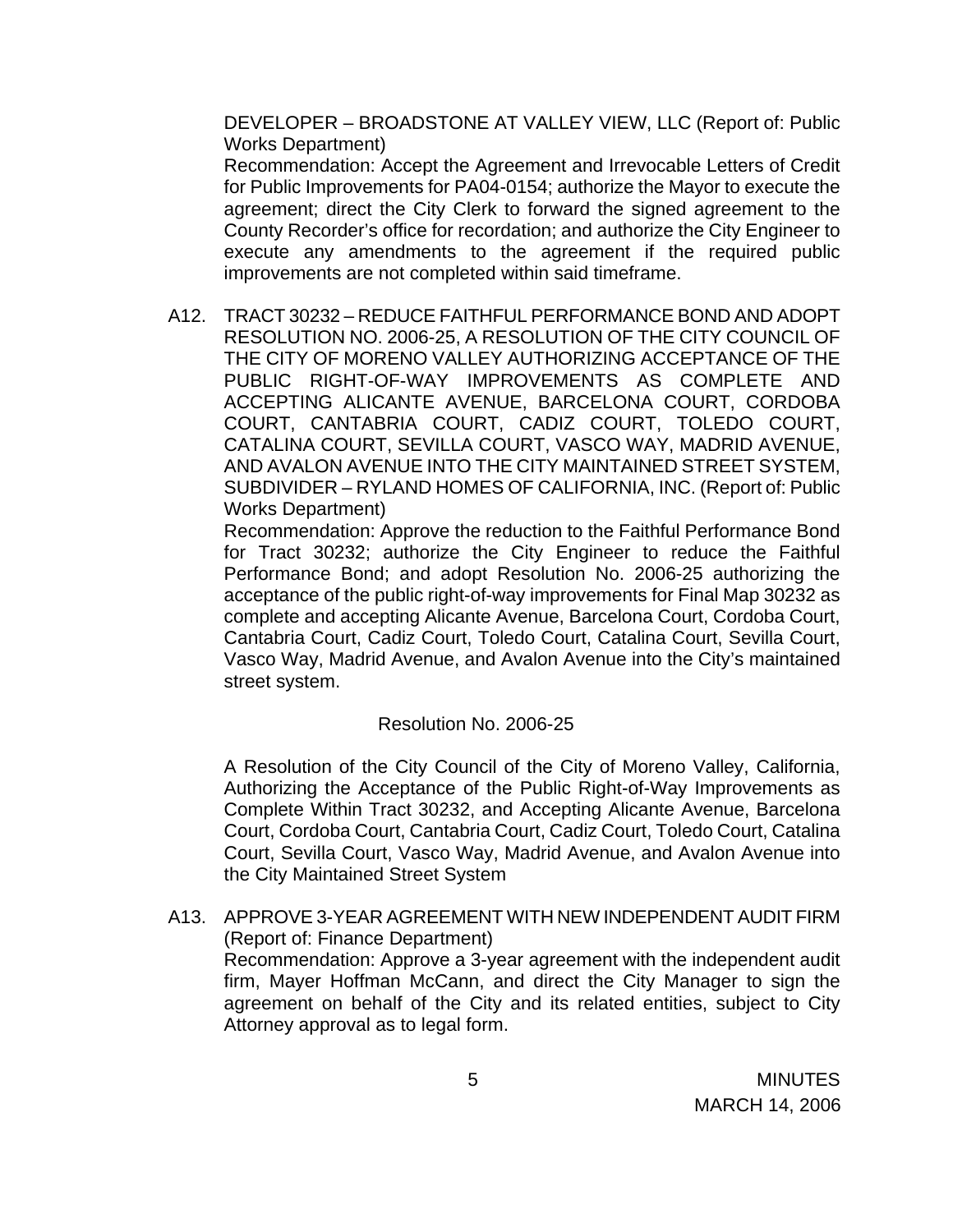DEVELOPER – BROADSTONE AT VALLEY VIEW, LLC (Report of: Public Works Department)

Recommendation: Accept the Agreement and Irrevocable Letters of Credit for Public Improvements for PA04-0154; authorize the Mayor to execute the agreement; direct the City Clerk to forward the signed agreement to the County Recorder's office for recordation; and authorize the City Engineer to execute any amendments to the agreement if the required public improvements are not completed within said timeframe.

A12. TRACT 30232 – REDUCE FAITHFUL PERFORMANCE BOND AND ADOPT RESOLUTION NO. 2006-25, A RESOLUTION OF THE CITY COUNCIL OF THE CITY OF MORENO VALLEY AUTHORIZING ACCEPTANCE OF THE PUBLIC RIGHT-OF-WAY IMPROVEMENTS AS COMPLETE AND ACCEPTING ALICANTE AVENUE, BARCELONA COURT, CORDOBA COURT, CANTABRIA COURT, CADIZ COURT, TOLEDO COURT, CATALINA COURT, SEVILLA COURT, VASCO WAY, MADRID AVENUE, AND AVALON AVENUE INTO THE CITY MAINTAINED STREET SYSTEM, SUBDIVIDER – RYLAND HOMES OF CALIFORNIA, INC. (Report of: Public Works Department)

Recommendation: Approve the reduction to the Faithful Performance Bond for Tract 30232; authorize the City Engineer to reduce the Faithful Performance Bond; and adopt Resolution No. 2006-25 authorizing the acceptance of the public right-of-way improvements for Final Map 30232 as complete and accepting Alicante Avenue, Barcelona Court, Cordoba Court, Cantabria Court, Cadiz Court, Toledo Court, Catalina Court, Sevilla Court, Vasco Way, Madrid Avenue, and Avalon Avenue into the City's maintained street system.

Resolution No. 2006-25

A Resolution of the City Council of the City of Moreno Valley, California, Authorizing the Acceptance of the Public Right-of-Way Improvements as Complete Within Tract 30232, and Accepting Alicante Avenue, Barcelona Court, Cordoba Court, Cantabria Court, Cadiz Court, Toledo Court, Catalina Court, Sevilla Court, Vasco Way, Madrid Avenue, and Avalon Avenue into the City Maintained Street System

A13. APPROVE 3-YEAR AGREEMENT WITH NEW INDEPENDENT AUDIT FIRM (Report of: Finance Department)

Recommendation: Approve a 3-year agreement with the independent audit firm, Mayer Hoffman McCann, and direct the City Manager to sign the agreement on behalf of the City and its related entities, subject to City Attorney approval as to legal form.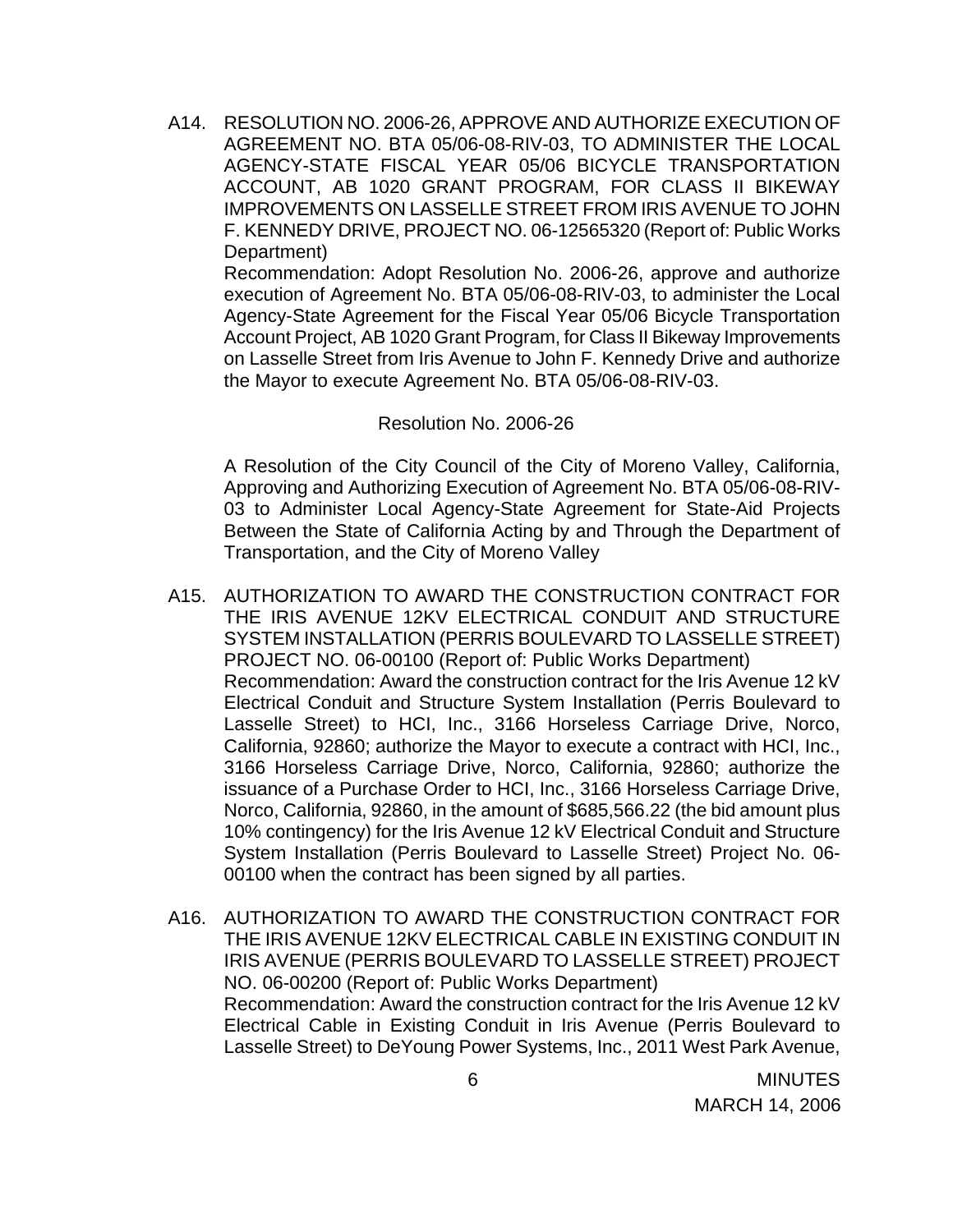A14. RESOLUTION NO. 2006-26, APPROVE AND AUTHORIZE EXECUTION OF AGREEMENT NO. BTA 05/06-08-RIV-03, TO ADMINISTER THE LOCAL AGENCY-STATE FISCAL YEAR 05/06 BICYCLE TRANSPORTATION ACCOUNT, AB 1020 GRANT PROGRAM, FOR CLASS II BIKEWAY IMPROVEMENTS ON LASSELLE STREET FROM IRIS AVENUE TO JOHN F. KENNEDY DRIVE, PROJECT NO. 06-12565320 (Report of: Public Works Department)

Recommendation: Adopt Resolution No. 2006-26, approve and authorize execution of Agreement No. BTA 05/06-08-RIV-03, to administer the Local Agency-State Agreement for the Fiscal Year 05/06 Bicycle Transportation Account Project, AB 1020 Grant Program, for Class II Bikeway Improvements on Lasselle Street from Iris Avenue to John F. Kennedy Drive and authorize the Mayor to execute Agreement No. BTA 05/06-08-RIV-03.

Resolution No. 2006-26

A Resolution of the City Council of the City of Moreno Valley, California, Approving and Authorizing Execution of Agreement No. BTA 05/06-08-RIV-03 to Administer Local Agency-State Agreement for State-Aid Projects Between the State of California Acting by and Through the Department of Transportation, and the City of Moreno Valley

A15. AUTHORIZATION TO AWARD THE CONSTRUCTION CONTRACT FOR THE IRIS AVENUE 12KV ELECTRICAL CONDUIT AND STRUCTURE SYSTEM INSTALLATION (PERRIS BOULEVARD TO LASSELLE STREET) PROJECT NO. 06-00100 (Report of: Public Works Department)

Recommendation: Award the construction contract for the Iris Avenue 12 kV Electrical Conduit and Structure System Installation (Perris Boulevard to Lasselle Street) to HCI, Inc., 3166 Horseless Carriage Drive, Norco, California, 92860; authorize the Mayor to execute a contract with HCI, Inc., 3166 Horseless Carriage Drive, Norco, California, 92860; authorize the issuance of a Purchase Order to HCI, Inc., 3166 Horseless Carriage Drive, Norco, California, 92860, in the amount of $685,566.22 (the bid amount plus 10% contingency) for the Iris Avenue 12 kV Electrical Conduit and Structure System Installation (Perris Boulevard to Lasselle Street) Project No. 06-00100 when the contract has been signed by all parties.

A16. AUTHORIZATION TO AWARD THE CONSTRUCTION CONTRACT FOR THE IRIS AVENUE 12KV ELECTRICAL CABLE IN EXISTING CONDUIT IN IRIS AVENUE (PERRIS BOULEVARD TO LASSELLE STREET) PROJECT NO. 06-00200 (Report of: Public Works Department)

Recommendation: Award the construction contract for the Iris Avenue 12 kV Electrical Cable in Existing Conduit in Iris Avenue (Perris Boulevard to Lasselle Street) to DeYoung Power Systems, Inc., 2011 West Park Avenue,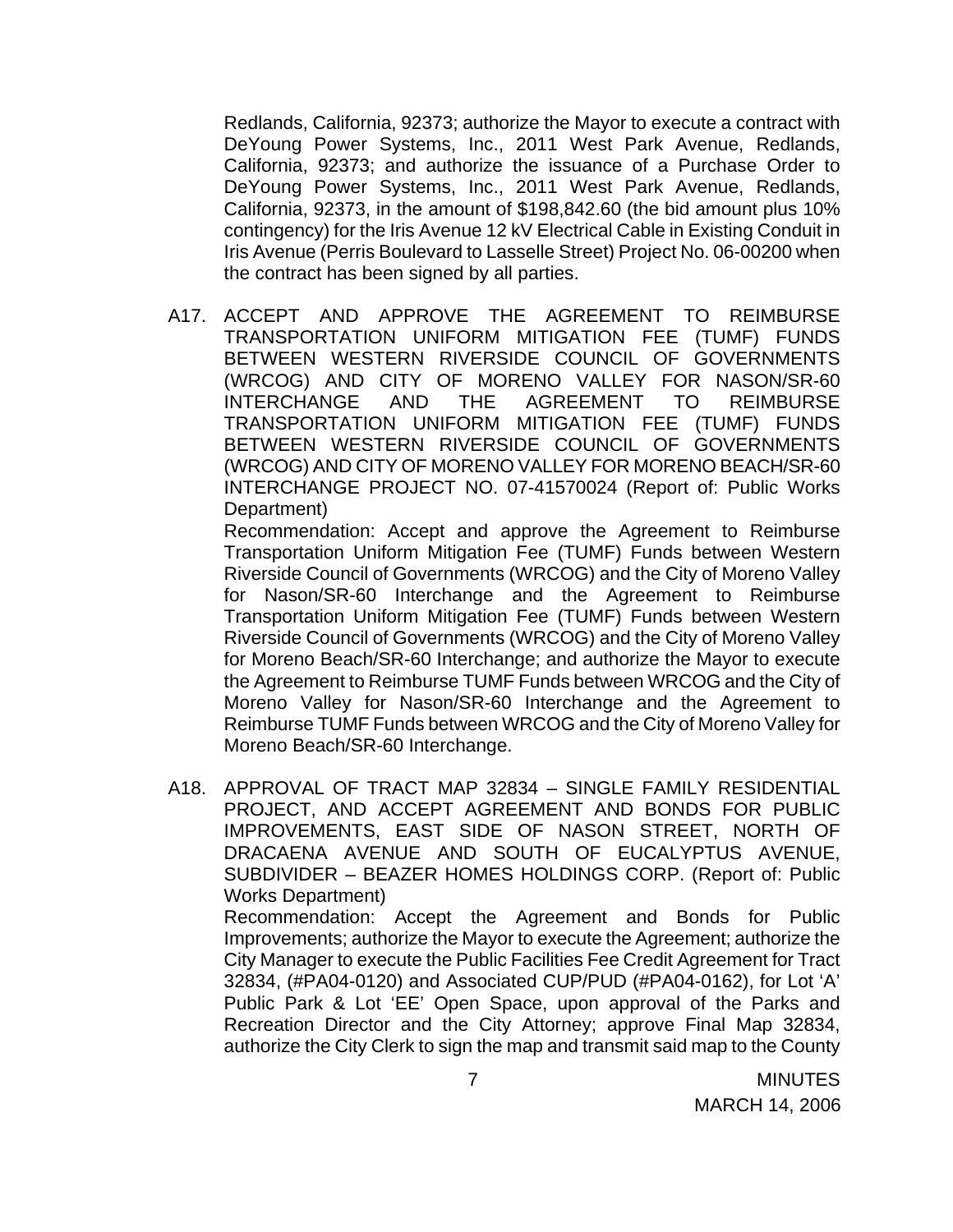Redlands, California, 92373; authorize the Mayor to execute a contract with DeYoung Power Systems, Inc., 2011 West Park Avenue, Redlands, California, 92373; and authorize the issuance of a Purchase Order to DeYoung Power Systems, Inc., 2011 West Park Avenue, Redlands, California, 92373, in the amount of $198,842.60 (the bid amount plus 10% contingency) for the Iris Avenue 12 kV Electrical Cable in Existing Conduit in Iris Avenue (Perris Boulevard to Lasselle Street) Project No. 06-00200 when the contract has been signed by all parties.

A17. ACCEPT AND APPROVE THE AGREEMENT TO REIMBURSE TRANSPORTATION UNIFORM MITIGATION FEE (TUMF) FUNDS BETWEEN WESTERN RIVERSIDE COUNCIL OF GOVERNMENTS (WRCOG) AND CITY OF MORENO VALLEY FOR NASON/SR-60 INTERCHANGE AND THE AGREEMENT TO REIMBURSE TRANSPORTATION UNIFORM MITIGATION FEE (TUMF) FUNDS BETWEEN WESTERN RIVERSIDE COUNCIL OF GOVERNMENTS (WRCOG) AND CITY OF MORENO VALLEY FOR MORENO BEACH/SR-60 INTERCHANGE PROJECT NO. 07-41570024 (Report of: Public Works Department)

Recommendation: Accept and approve the Agreement to Reimburse Transportation Uniform Mitigation Fee (TUMF) Funds between Western Riverside Council of Governments (WRCOG) and the City of Moreno Valley for Nason/SR-60 Interchange and the Agreement to Reimburse Transportation Uniform Mitigation Fee (TUMF) Funds between Western Riverside Council of Governments (WRCOG) and the City of Moreno Valley for Moreno Beach/SR-60 Interchange; and authorize the Mayor to execute the Agreement to Reimburse TUMF Funds between WRCOG and the City of Moreno Valley for Nason/SR-60 Interchange and the Agreement to Reimburse TUMF Funds between WRCOG and the City of Moreno Valley for Moreno Beach/SR-60 Interchange.

A18. APPROVAL OF TRACT MAP 32834 – SINGLE FAMILY RESIDENTIAL PROJECT, AND ACCEPT AGREEMENT AND BONDS FOR PUBLIC IMPROVEMENTS, EAST SIDE OF NASON STREET, NORTH OF DRACAENA AVENUE AND SOUTH OF EUCALYPTUS AVENUE, SUBDIVIDER – BEAZER HOMES HOLDINGS CORP. (Report of: Public Works Department)

Recommendation: Accept the Agreement and Bonds for Public Improvements; authorize the Mayor to execute the Agreement; authorize the City Manager to execute the Public Facilities Fee Credit Agreement for Tract 32834, (#PA04-0120) and Associated CUP/PUD (#PA04-0162), for Lot 'A' Public Park & Lot 'EE' Open Space, upon approval of the Parks and Recreation Director and the City Attorney; approve Final Map 32834, authorize the City Clerk to sign the map and transmit said map to the County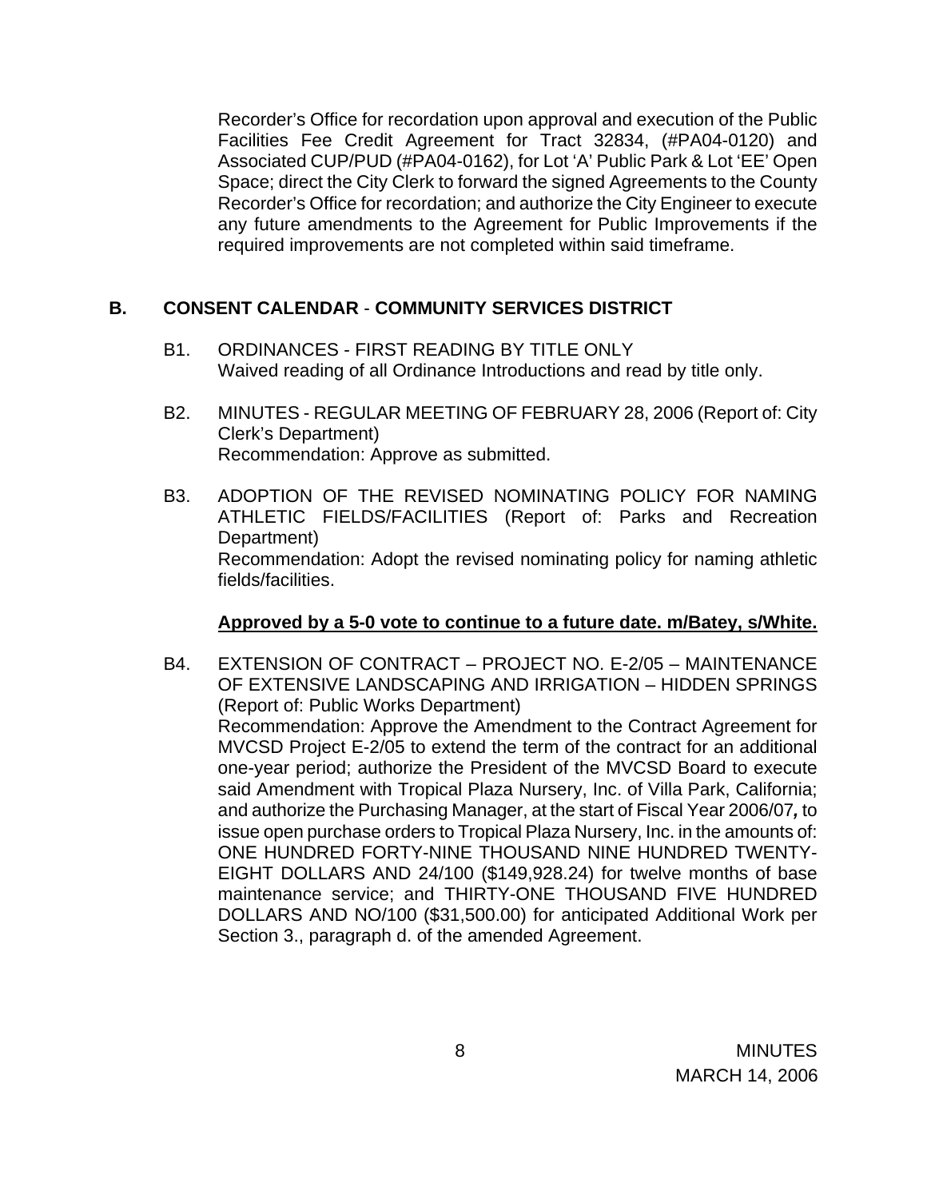Recorder's Office for recordation upon approval and execution of the Public Facilities Fee Credit Agreement for Tract 32834, (#PA04-0120) and Associated CUP/PUD (#PA04-0162), for Lot 'A' Public Park & Lot 'EE' Open Space; direct the City Clerk to forward the signed Agreements to the County Recorder's Office for recordation; and authorize the City Engineer to execute any future amendments to the Agreement for Public Improvements if the required improvements are not completed within said timeframe.

## B. CONSENT CALENDAR - COMMUNITY SERVICES DISTRICT

B1. ORDINANCES - FIRST READING BY TITLE ONLY
Waived reading of all Ordinance Introductions and read by title only.

B2. MINUTES - REGULAR MEETING OF FEBRUARY 28, 2006 (Report of: City Clerk's Department)
Recommendation: Approve as submitted.

B3. ADOPTION OF THE REVISED NOMINATING POLICY FOR NAMING ATHLETIC FIELDS/FACILITIES (Report of: Parks and Recreation Department)
Recommendation: Adopt the revised nominating policy for naming athletic fields/facilities.

**Approved by a 5-0 vote to continue to a future date. m/Batey, s/White.**

B4. EXTENSION OF CONTRACT – PROJECT NO. E-2/05 – MAINTENANCE OF EXTENSIVE LANDSCAPING AND IRRIGATION – HIDDEN SPRINGS (Report of: Public Works Department)
Recommendation: Approve the Amendment to the Contract Agreement for MVCSD Project E-2/05 to extend the term of the contract for an additional one-year period; authorize the President of the MVCSD Board to execute said Amendment with Tropical Plaza Nursery, Inc. of Villa Park, California; and authorize the Purchasing Manager, at the start of Fiscal Year 2006/07*,* to issue open purchase orders to Tropical Plaza Nursery, Inc. in the amounts of: ONE HUNDRED FORTY-NINE THOUSAND NINE HUNDRED TWENTY-EIGHT DOLLARS AND 24/100 ($149,928.24) for twelve months of base maintenance service; and THIRTY-ONE THOUSAND FIVE HUNDRED DOLLARS AND NO/100 ($31,500.00) for anticipated Additional Work per Section 3., paragraph d. of the amended Agreement.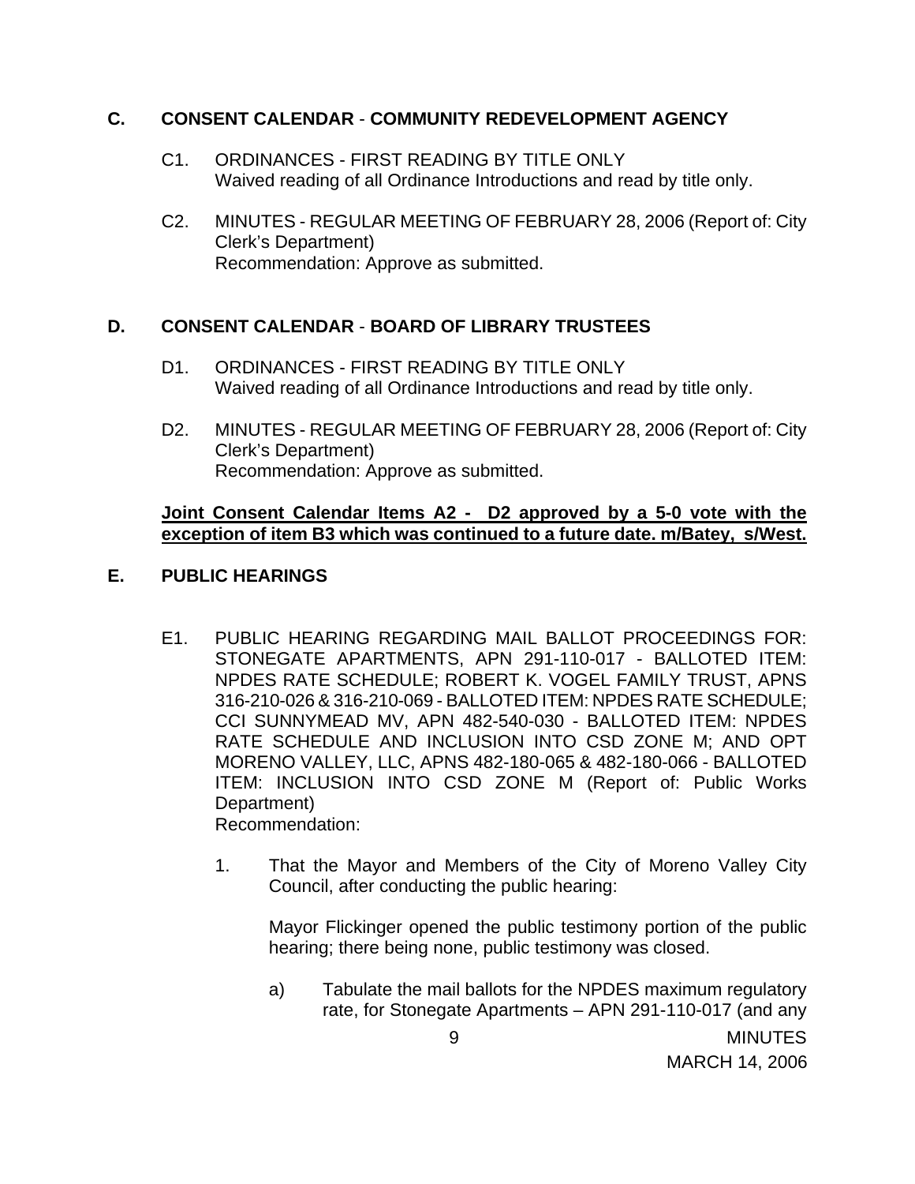## C. CONSENT CALENDAR - COMMUNITY REDEVELOPMENT AGENCY

C1. ORDINANCES - FIRST READING BY TITLE ONLY
Waived reading of all Ordinance Introductions and read by title only.

C2. MINUTES - REGULAR MEETING OF FEBRUARY 28, 2006 (Report of: City Clerk's Department)
Recommendation: Approve as submitted.

## D. CONSENT CALENDAR - BOARD OF LIBRARY TRUSTEES

D1. ORDINANCES - FIRST READING BY TITLE ONLY
Waived reading of all Ordinance Introductions and read by title only.

D2. MINUTES - REGULAR MEETING OF FEBRUARY 28, 2006 (Report of: City Clerk's Department)
Recommendation: Approve as submitted.

**Joint Consent Calendar Items A2 - D2 approved by a 5-0 vote with the exception of item B3 which was continued to a future date. m/Batey, s/West.**

## E. PUBLIC HEARINGS

E1. PUBLIC HEARING REGARDING MAIL BALLOT PROCEEDINGS FOR: STONEGATE APARTMENTS, APN 291-110-017 - BALLOTED ITEM: NPDES RATE SCHEDULE; ROBERT K. VOGEL FAMILY TRUST, APNS 316-210-026 & 316-210-069 - BALLOTED ITEM: NPDES RATE SCHEDULE; CCI SUNNYMEAD MV, APN 482-540-030 - BALLOTED ITEM: NPDES RATE SCHEDULE AND INCLUSION INTO CSD ZONE M; AND OPT MORENO VALLEY, LLC, APNS 482-180-065 & 482-180-066 - BALLOTED ITEM: INCLUSION INTO CSD ZONE M (Report of: Public Works Department)
Recommendation:

1. That the Mayor and Members of the City of Moreno Valley City Council, after conducting the public hearing:

   Mayor Flickinger opened the public testimony portion of the public hearing; there being none, public testimony was closed.

   a) Tabulate the mail ballots for the NPDES maximum regulatory rate, for Stonegate Apartments – APN 291-110-017 (and any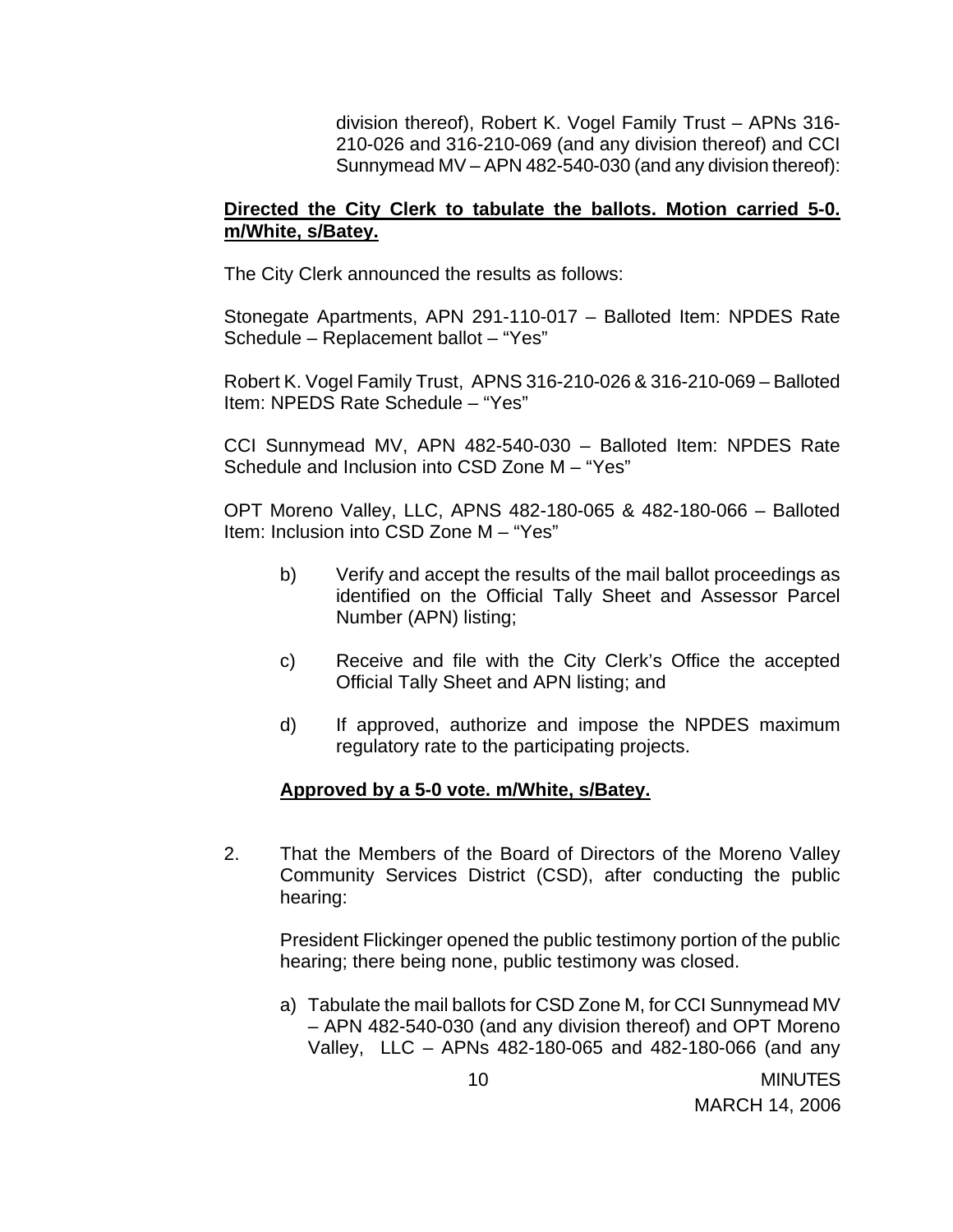division thereof), Robert K. Vogel Family Trust – APNs 316-210-026 and 316-210-069 (and any division thereof) and CCI Sunnymead MV – APN 482-540-030 (and any division thereof):

**Directed the City Clerk to tabulate the ballots. Motion carried 5-0. m/White, s/Batey.**

The City Clerk announced the results as follows:

Stonegate Apartments, APN 291-110-017 – Balloted Item: NPDES Rate Schedule – Replacement ballot – "Yes"

Robert K. Vogel Family Trust, APNS 316-210-026 & 316-210-069 – Balloted Item: NPEDS Rate Schedule – "Yes"

CCI Sunnymead MV, APN 482-540-030 – Balloted Item: NPDES Rate Schedule and Inclusion into CSD Zone M – "Yes"

OPT Moreno Valley, LLC, APNS 482-180-065 & 482-180-066 – Balloted Item: Inclusion into CSD Zone M – "Yes"

b) Verify and accept the results of the mail ballot proceedings as identified on the Official Tally Sheet and Assessor Parcel Number (APN) listing;

c) Receive and file with the City Clerk's Office the accepted Official Tally Sheet and APN listing; and

d) If approved, authorize and impose the NPDES maximum regulatory rate to the participating projects.

**Approved by a 5-0 vote. m/White, s/Batey.**

2. That the Members of the Board of Directors of the Moreno Valley Community Services District (CSD), after conducting the public hearing:

   President Flickinger opened the public testimony portion of the public hearing; there being none, public testimony was closed.

   a) Tabulate the mail ballots for CSD Zone M, for CCI Sunnymead MV – APN 482-540-030 (and any division thereof) and OPT Moreno Valley, LLC – APNs 482-180-065 and 482-180-066 (and any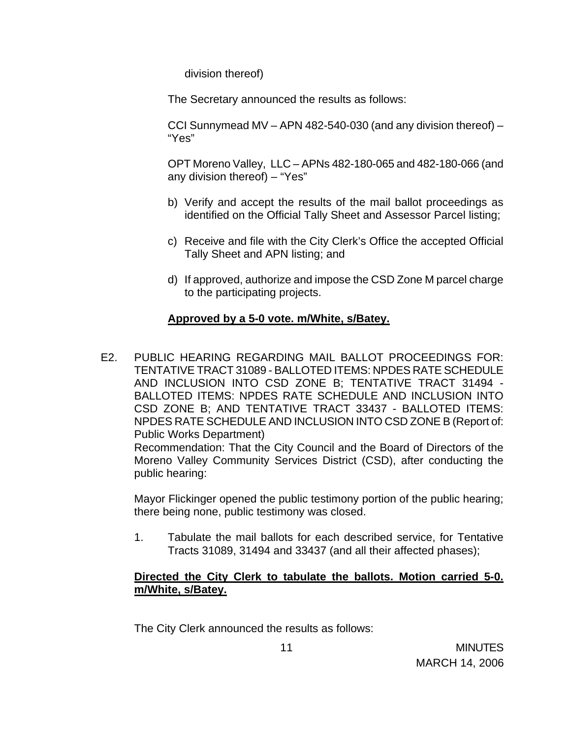division thereof)

The Secretary announced the results as follows:

CCI Sunnymead MV – APN 482-540-030 (and any division thereof) – "Yes"

OPT Moreno Valley, LLC – APNs 482-180-065 and 482-180-066 (and any division thereof) – "Yes"

b) Verify and accept the results of the mail ballot proceedings as identified on the Official Tally Sheet and Assessor Parcel listing;

c) Receive and file with the City Clerk's Office the accepted Official Tally Sheet and APN listing; and

d) If approved, authorize and impose the CSD Zone M parcel charge to the participating projects.

**Approved by a 5-0 vote. m/White, s/Batey.**

E2. PUBLIC HEARING REGARDING MAIL BALLOT PROCEEDINGS FOR: TENTATIVE TRACT 31089 - BALLOTED ITEMS: NPDES RATE SCHEDULE AND INCLUSION INTO CSD ZONE B; TENTATIVE TRACT 31494 - BALLOTED ITEMS: NPDES RATE SCHEDULE AND INCLUSION INTO CSD ZONE B; AND TENTATIVE TRACT 33437 - BALLOTED ITEMS: NPDES RATE SCHEDULE AND INCLUSION INTO CSD ZONE B (Report of: Public Works Department)
Recommendation: That the City Council and the Board of Directors of the Moreno Valley Community Services District (CSD), after conducting the public hearing:

Mayor Flickinger opened the public testimony portion of the public hearing; there being none, public testimony was closed.

1. Tabulate the mail ballots for each described service, for Tentative Tracts 31089, 31494 and 33437 (and all their affected phases);

**Directed the City Clerk to tabulate the ballots. Motion carried 5-0. m/White, s/Batey.**

The City Clerk announced the results as follows: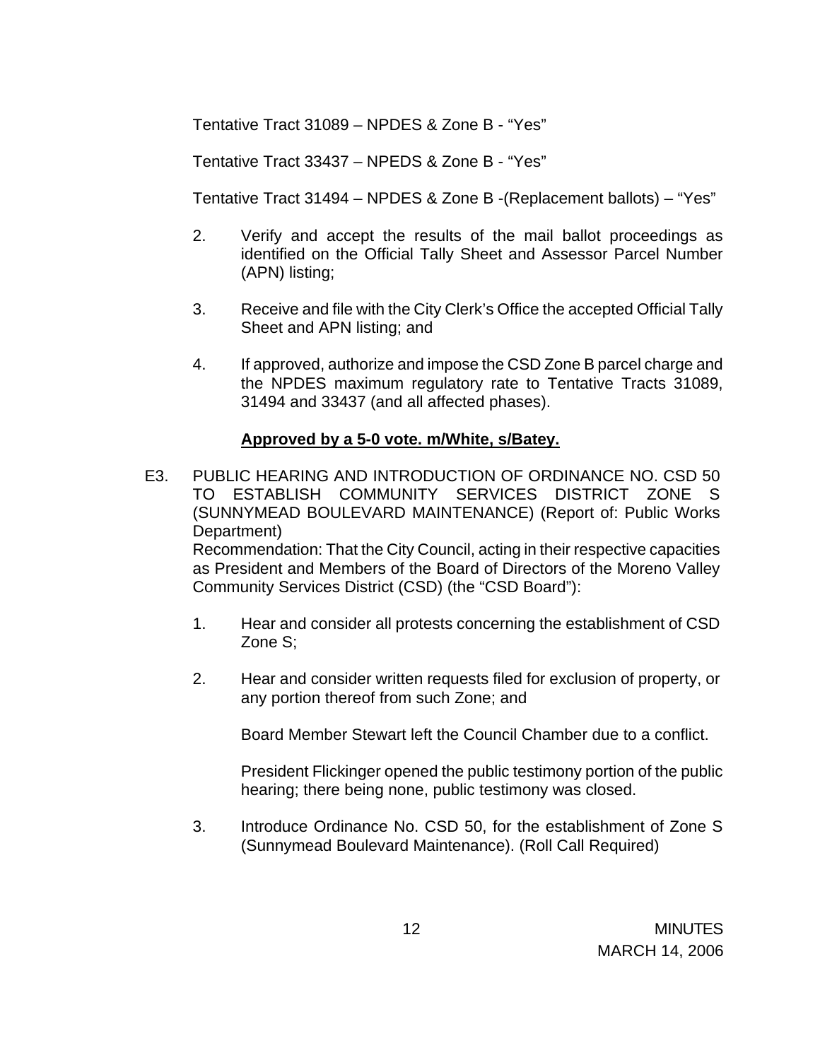Tentative Tract 31089 – NPDES & Zone B - “Yes”

Tentative Tract 33437 – NPEDS & Zone B - “Yes”

Tentative Tract 31494 – NPDES & Zone B -(Replacement ballots) – “Yes”

2. Verify and accept the results of the mail ballot proceedings as identified on the Official Tally Sheet and Assessor Parcel Number (APN) listing;

3. Receive and file with the City Clerk’s Office the accepted Official Tally Sheet and APN listing; and

4. If approved, authorize and impose the CSD Zone B parcel charge and the NPDES maximum regulatory rate to Tentative Tracts 31089, 31494 and 33437 (and all affected phases).

**Approved by a 5-0 vote. m/White, s/Batey.**

E3. PUBLIC HEARING AND INTRODUCTION OF ORDINANCE NO. CSD 50 TO ESTABLISH COMMUNITY SERVICES DISTRICT ZONE S (SUNNYMEAD BOULEVARD MAINTENANCE) (Report of: Public Works Department)
Recommendation: That the City Council, acting in their respective capacities as President and Members of the Board of Directors of the Moreno Valley Community Services District (CSD) (the “CSD Board”):

1. Hear and consider all protests concerning the establishment of CSD Zone S;

2. Hear and consider written requests filed for exclusion of property, or any portion thereof from such Zone; and

   Board Member Stewart left the Council Chamber due to a conflict.

   President Flickinger opened the public testimony portion of the public hearing; there being none, public testimony was closed.

3. Introduce Ordinance No. CSD 50, for the establishment of Zone S (Sunnymead Boulevard Maintenance). (Roll Call Required)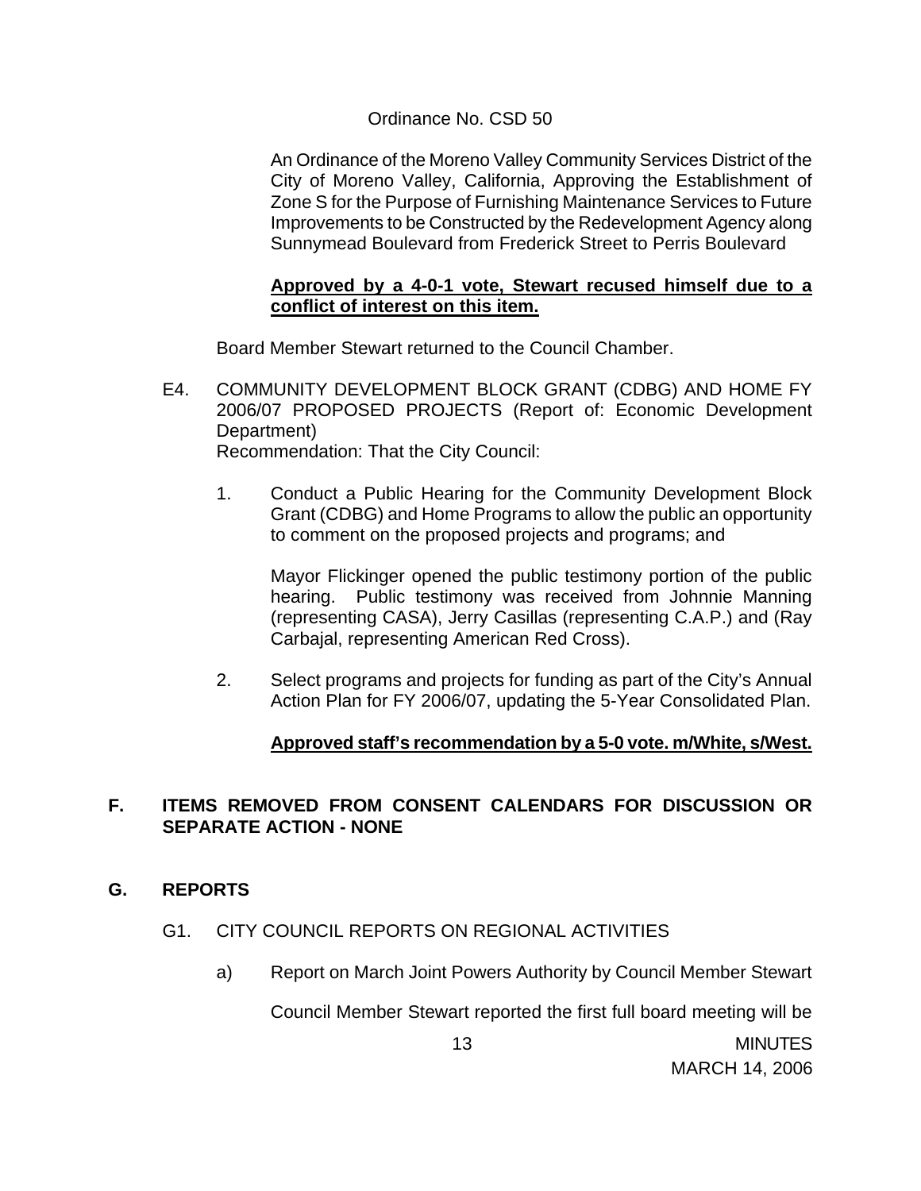Ordinance No. CSD 50

An Ordinance of the Moreno Valley Community Services District of the City of Moreno Valley, California, Approving the Establishment of Zone S for the Purpose of Furnishing Maintenance Services to Future Improvements to be Constructed by the Redevelopment Agency along Sunnymead Boulevard from Frederick Street to Perris Boulevard

**Approved by a 4-0-1 vote, Stewart recused himself due to a conflict of interest on this item.**

Board Member Stewart returned to the Council Chamber.

E4. COMMUNITY DEVELOPMENT BLOCK GRANT (CDBG) AND HOME FY 2006/07 PROPOSED PROJECTS (Report of: Economic Development Department)
Recommendation: That the City Council:

1. Conduct a Public Hearing for the Community Development Block Grant (CDBG) and Home Programs to allow the public an opportunity to comment on the proposed projects and programs; and

   Mayor Flickinger opened the public testimony portion of the public hearing. Public testimony was received from Johnnie Manning (representing CASA), Jerry Casillas (representing C.A.P.) and (Ray Carbajal, representing American Red Cross).

2. Select programs and projects for funding as part of the City's Annual Action Plan for FY 2006/07, updating the 5-Year Consolidated Plan.

   **Approved staff's recommendation by a 5-0 vote. m/White, s/West.**

## F. ITEMS REMOVED FROM CONSENT CALENDARS FOR DISCUSSION OR SEPARATE ACTION - NONE

## G. REPORTS

G1. CITY COUNCIL REPORTS ON REGIONAL ACTIVITIES

a) Report on March Joint Powers Authority by Council Member Stewart

   Council Member Stewart reported the first full board meeting will be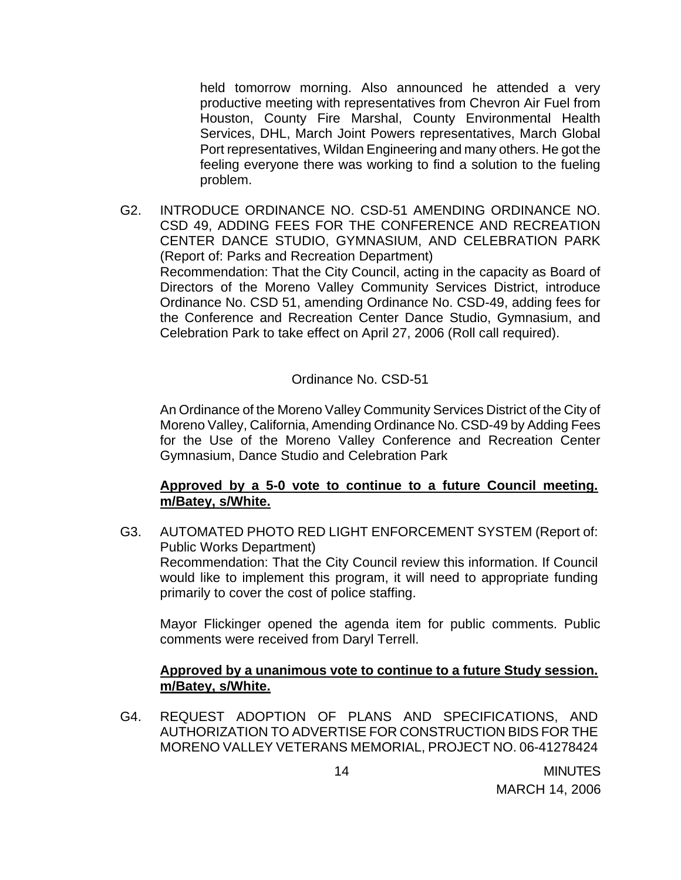held tomorrow morning. Also announced he attended a very productive meeting with representatives from Chevron Air Fuel from Houston, County Fire Marshal, County Environmental Health Services, DHL, March Joint Powers representatives, March Global Port representatives, Wildan Engineering and many others. He got the feeling everyone there was working to find a solution to the fueling problem.

G2. INTRODUCE ORDINANCE NO. CSD-51 AMENDING ORDINANCE NO. CSD 49, ADDING FEES FOR THE CONFERENCE AND RECREATION CENTER DANCE STUDIO, GYMNASIUM, AND CELEBRATION PARK (Report of: Parks and Recreation Department)
Recommendation: That the City Council, acting in the capacity as Board of Directors of the Moreno Valley Community Services District, introduce Ordinance No. CSD 51, amending Ordinance No. CSD-49, adding fees for the Conference and Recreation Center Dance Studio, Gymnasium, and Celebration Park to take effect on April 27, 2006 (Roll call required).

Ordinance No. CSD-51

An Ordinance of the Moreno Valley Community Services District of the City of Moreno Valley, California, Amending Ordinance No. CSD-49 by Adding Fees for the Use of the Moreno Valley Conference and Recreation Center Gymnasium, Dance Studio and Celebration Park

**Approved by a 5-0 vote to continue to a future Council meeting. m/Batey, s/White.**

G3. AUTOMATED PHOTO RED LIGHT ENFORCEMENT SYSTEM (Report of: Public Works Department)
Recommendation: That the City Council review this information. If Council would like to implement this program, it will need to appropriate funding primarily to cover the cost of police staffing.

Mayor Flickinger opened the agenda item for public comments. Public comments were received from Daryl Terrell.

**Approved by a unanimous vote to continue to a future Study session. m/Batey, s/White.**

G4. REQUEST ADOPTION OF PLANS AND SPECIFICATIONS, AND AUTHORIZATION TO ADVERTISE FOR CONSTRUCTION BIDS FOR THE MORENO VALLEY VETERANS MEMORIAL, PROJECT NO. 06-41278424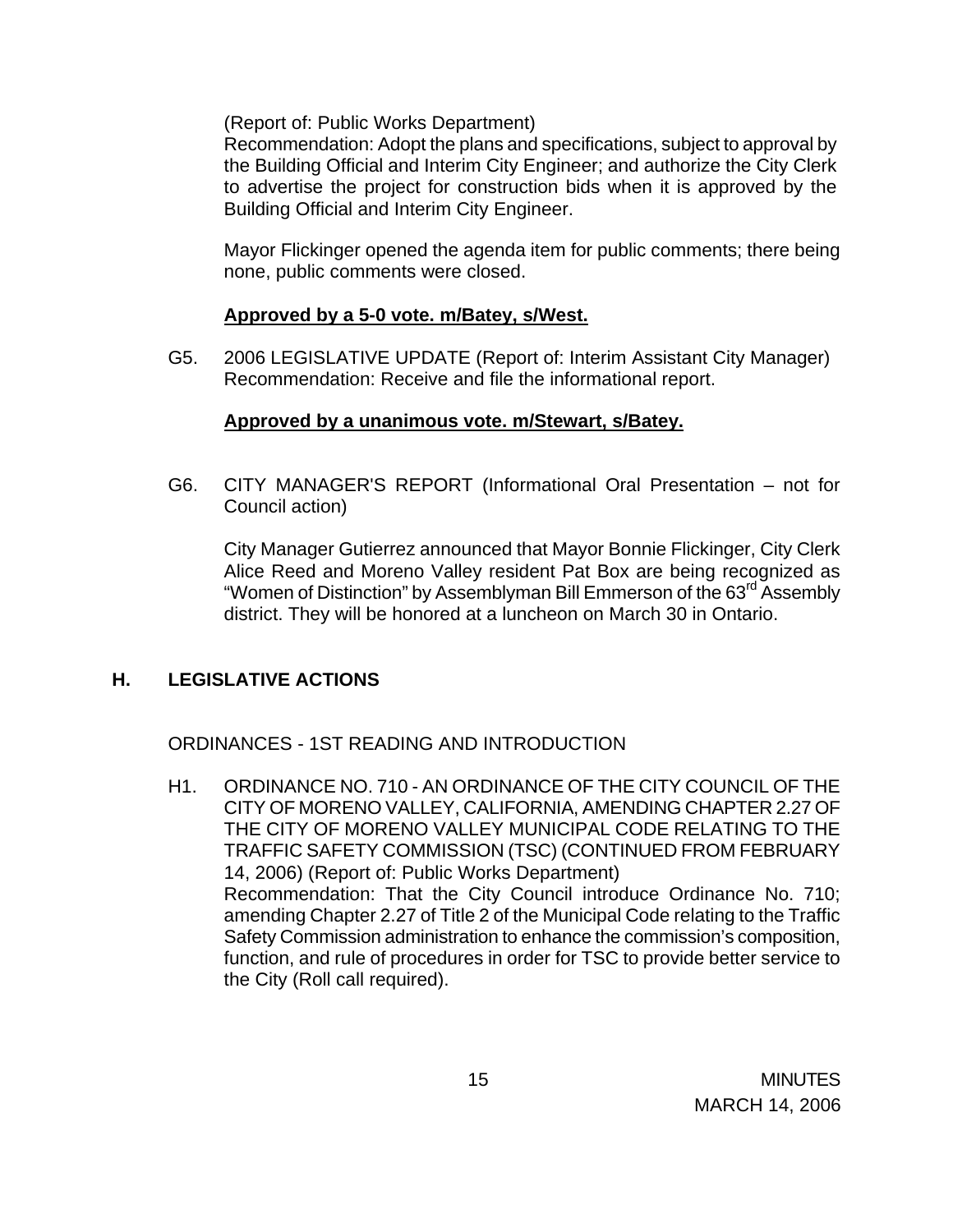(Report of: Public Works Department)
Recommendation: Adopt the plans and specifications, subject to approval by the Building Official and Interim City Engineer; and authorize the City Clerk to advertise the project for construction bids when it is approved by the Building Official and Interim City Engineer.

Mayor Flickinger opened the agenda item for public comments; there being none, public comments were closed.

**Approved by a 5-0 vote. m/Batey, s/West.**

G5. 2006 LEGISLATIVE UPDATE (Report of: Interim Assistant City Manager)
Recommendation: Receive and file the informational report.

**Approved by a unanimous vote. m/Stewart, s/Batey.**

G6. CITY MANAGER'S REPORT (Informational Oral Presentation – not for Council action)

City Manager Gutierrez announced that Mayor Bonnie Flickinger, City Clerk Alice Reed and Moreno Valley resident Pat Box are being recognized as "Women of Distinction" by Assemblyman Bill Emmerson of the 63rd Assembly district. They will be honored at a luncheon on March 30 in Ontario.

## H. LEGISLATIVE ACTIONS

ORDINANCES - 1ST READING AND INTRODUCTION

H1. ORDINANCE NO. 710 - AN ORDINANCE OF THE CITY COUNCIL OF THE CITY OF MORENO VALLEY, CALIFORNIA, AMENDING CHAPTER 2.27 OF THE CITY OF MORENO VALLEY MUNICIPAL CODE RELATING TO THE TRAFFIC SAFETY COMMISSION (TSC) (CONTINUED FROM FEBRUARY 14, 2006) (Report of: Public Works Department)
Recommendation: That the City Council introduce Ordinance No. 710; amending Chapter 2.27 of Title 2 of the Municipal Code relating to the Traffic Safety Commission administration to enhance the commission's composition, function, and rule of procedures in order for TSC to provide better service to the City (Roll call required).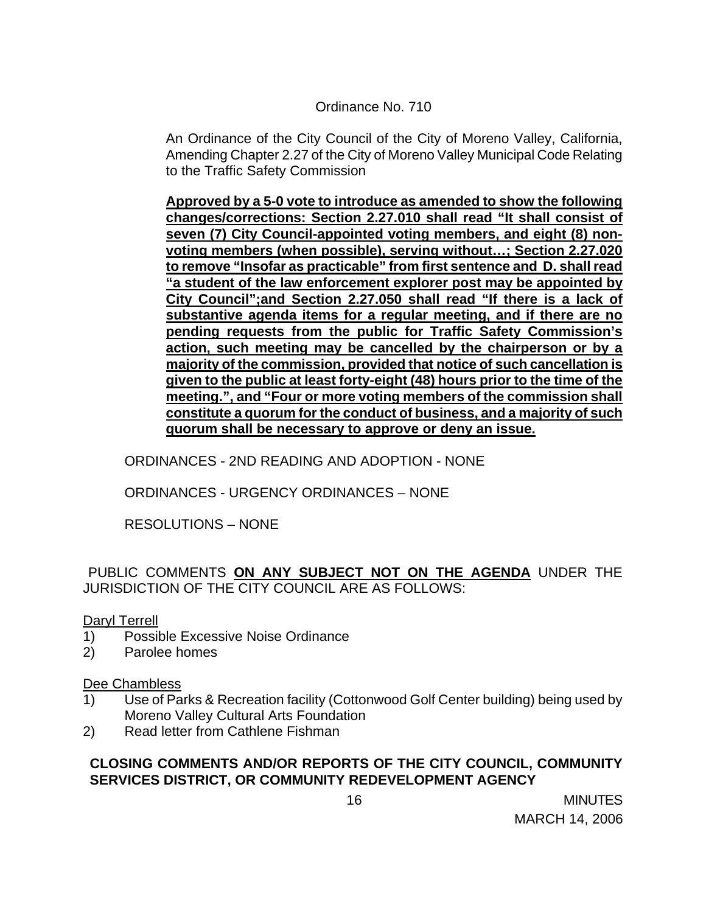Ordinance No. 710

An Ordinance of the City Council of the City of Moreno Valley, California, Amending Chapter 2.27 of the City of Moreno Valley Municipal Code Relating to the Traffic Safety Commission

**Approved by a 5-0 vote to introduce as amended to show the following changes/corrections: Section 2.27.010 shall read "It shall consist of seven (7) City Council-appointed voting members, and eight (8) non-voting members (when possible), serving without…; Section 2.27.020 to remove "Insofar as practicable" from first sentence and D. shall read "a student of the law enforcement explorer post may be appointed by City Council";and Section 2.27.050 shall read "If there is a lack of substantive agenda items for a regular meeting, and if there are no pending requests from the public for Traffic Safety Commission's action, such meeting may be cancelled by the chairperson or by a majority of the commission, provided that notice of such cancellation is given to the public at least forty-eight (48) hours prior to the time of the meeting.", and "Four or more voting members of the commission shall constitute a quorum for the conduct of business, and a majority of such quorum shall be necessary to approve or deny an issue.**

ORDINANCES - 2ND READING AND ADOPTION - NONE

ORDINANCES - URGENCY ORDINANCES – NONE

RESOLUTIONS – NONE

PUBLIC COMMENTS **ON ANY SUBJECT NOT ON THE AGENDA** UNDER THE JURISDICTION OF THE CITY COUNCIL ARE AS FOLLOWS:

Daryl Terrell
1) Possible Excessive Noise Ordinance
2) Parolee homes

Dee Chambless
1) Use of Parks & Recreation facility (Cottonwood Golf Center building) being used by Moreno Valley Cultural Arts Foundation
2) Read letter from Cathlene Fishman

**CLOSING COMMENTS AND/OR REPORTS OF THE CITY COUNCIL, COMMUNITY SERVICES DISTRICT, OR COMMUNITY REDEVELOPMENT AGENCY**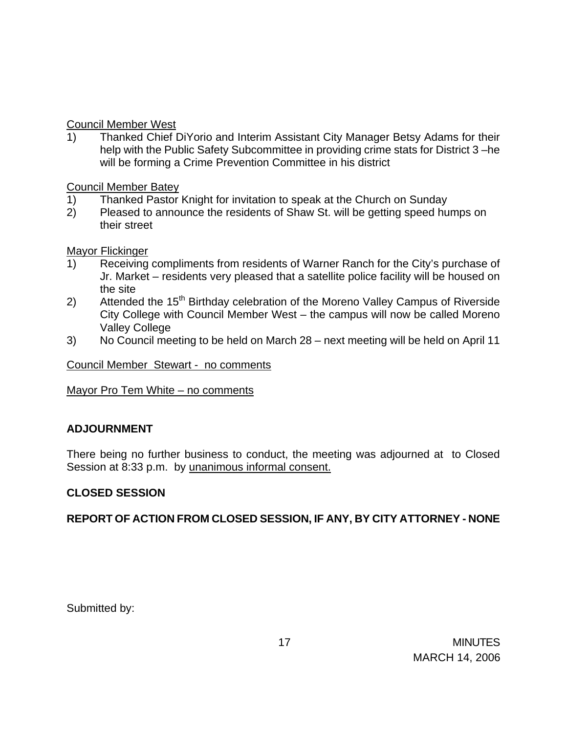Council Member West

1) Thanked Chief DiYorio and Interim Assistant City Manager Betsy Adams for their help with the Public Safety Subcommittee in providing crime stats for District 3 –he will be forming a Crime Prevention Committee in his district

Council Member Batey

1) Thanked Pastor Knight for invitation to speak at the Church on Sunday
2) Pleased to announce the residents of Shaw St. will be getting speed humps on their street

Mayor Flickinger

1) Receiving compliments from residents of Warner Ranch for the City's purchase of Jr. Market – residents very pleased that a satellite police facility will be housed on the site
2) Attended the 15th Birthday celebration of the Moreno Valley Campus of Riverside City College with Council Member West – the campus will now be called Moreno Valley College
3) No Council meeting to be held on March 28 – next meeting will be held on April 11

Council Member Stewart - no comments

Mayor Pro Tem White – no comments

**ADJOURNMENT**

There being no further business to conduct, the meeting was adjourned at to Closed Session at 8:33 p.m. by unanimous informal consent.

**CLOSED SESSION**

**REPORT OF ACTION FROM CLOSED SESSION, IF ANY, BY CITY ATTORNEY - NONE**

Submitted by: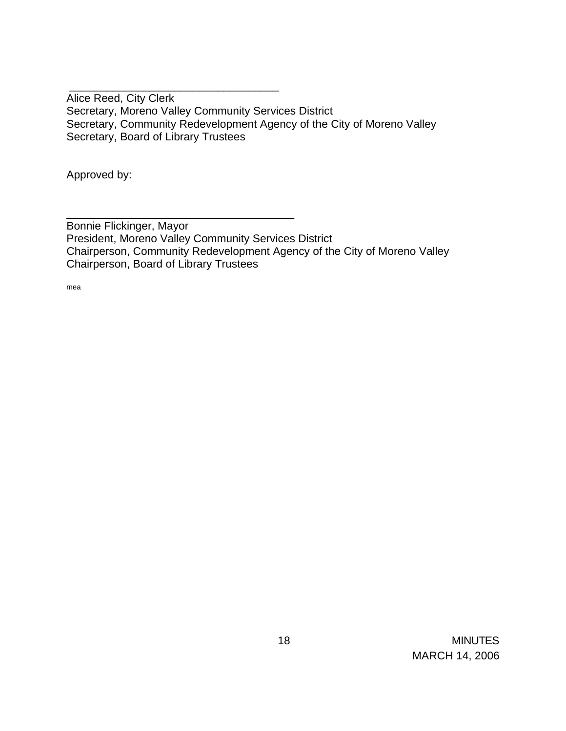\_\_\_\_\_\_\_\_\_\_\_\_\_\_\_\_\_\_\_\_\_\_\_\_\_\_\_\_\_\_\_\_\_\_\_

Alice Reed, City Clerk
Secretary, Moreno Valley Community Services District
Secretary, Community Redevelopment Agency of the City of Moreno Valley
Secretary, Board of Library Trustees

Approved by:

\_\_\_\_\_\_\_\_\_\_\_\_\_\_\_\_\_\_\_\_\_\_\_\_\_\_\_\_\_\_\_\_\_\_\_

Bonnie Flickinger, Mayor
President, Moreno Valley Community Services District
Chairperson, Community Redevelopment Agency of the City of Moreno Valley
Chairperson, Board of Library Trustees

mea